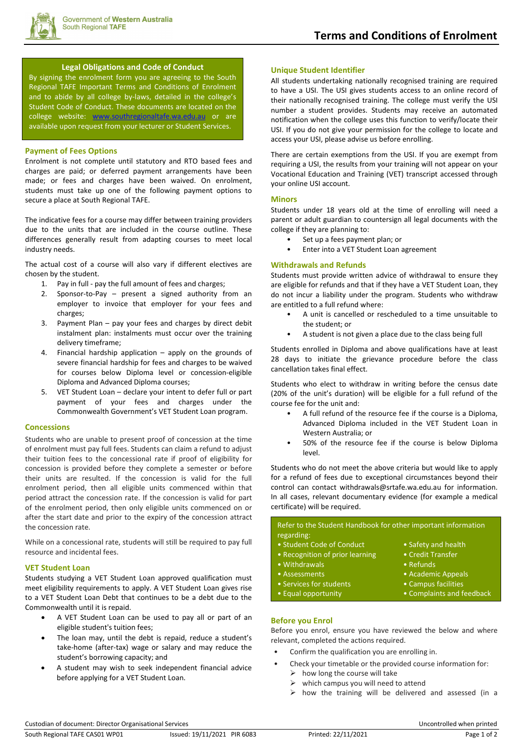# Terms and Conditions of Enrolment

### Legal Obligations and Code of Conduct

By signing the enrolment form you are agreeing to the South Regional TAFE Important Terms and Conditions of Enrolment and to abide by all college by-laws, detailed in the college's Student Code of Conduct. These documents are located on the college website: [www.southregionaltafe.wa.edu.au](www.southregionaltafe.wa.edu.au) or are available upon request from your lecturer or Student Services.

## Payment of Fees Options

Enrolment is not complete until statutory and RTO based fees and charges are paid; or deferred payment arrangements have been made; or fees and charges have been waived. On enrolment, students must take up one of the following payment options to secure a place at South Regional TAFE.

The indicative fees for a course may differ between training providers due to the units that are included in the course outline. These differences generally result from adapting courses to meet local industry needs.

The actual cost of a course will also vary if different electives are chosen by the student.

1. Pay in full - pay the full amount of fees and charges;
2. Sponsor-to-Pay – present a signed authority from an employer to invoice that employer for your fees and charges;
3. Payment Plan – pay your fees and charges by direct debit instalment plan: instalments must occur over the training delivery timeframe;
4. Financial hardship application – apply on the grounds of severe financial hardship for fees and charges to be waived for courses below Diploma level or concession-eligible Diploma and Advanced Diploma courses;
5. VET Student Loan – declare your intent to defer full or part payment of your fees and charges under the Commonwealth Government's VET Student Loan program.

## Concessions

Students who are unable to present proof of concession at the time of enrolment must pay full fees. Students can claim a refund to adjust their tuition fees to the concessional rate if proof of eligibility for concession is provided before they complete a semester or before their units are resulted. If the concession is valid for the full enrolment period, then all eligible units commenced within that period attract the concession rate. If the concession is valid for part of the enrolment period, then only eligible units commenced on or after the start date and prior to the expiry of the concession attract the concession rate.

While on a concessional rate, students will still be required to pay full resource and incidental fees.

## VET Student Loan

Students studying a VET Student Loan approved qualification must meet eligibility requirements to apply. A VET Student Loan gives rise to a VET Student Loan Debt that continues to be a debt due to the Commonwealth until it is repaid.

- A VET Student Loan can be used to pay all or part of an eligible student's tuition fees;
- The loan may, until the debt is repaid, reduce a student's take-home (after-tax) wage or salary and may reduce the student's borrowing capacity; and
- A student may wish to seek independent financial advice before applying for a VET Student Loan.

## Unique Student Identifier

All students undertaking nationally recognised training are required to have a USI. The USI gives students access to an online record of their nationally recognised training. The college must verify the USI number a student provides. Students may receive an automated notification when the college uses this function to verify/locate their USI. If you do not give your permission for the college to locate and access your USI, please advise us before enrolling.

There are certain exemptions from the USI. If you are exempt from requiring a USI, the results from your training will not appear on your Vocational Education and Training (VET) transcript accessed through your online USI account.

## Minors

Students under 18 years old at the time of enrolling will need a parent or adult guardian to countersign all legal documents with the college if they are planning to:

- Set up a fees payment plan; or
- Enter into a VET Student Loan agreement

## Withdrawals and Refunds

Students must provide written advice of withdrawal to ensure they are eligible for refunds and that if they have a VET Student Loan, they do not incur a liability under the program. Students who withdraw are entitled to a full refund where:

- A unit is cancelled or rescheduled to a time unsuitable to the student; or
- A student is not given a place due to the class being full

Students enrolled in Diploma and above qualifications have at least 28 days to initiate the grievance procedure before the class cancellation takes final effect.

Students who elect to withdraw in writing before the census date (20% of the unit's duration) will be eligible for a full refund of the course fee for the unit and:

- A full refund of the resource fee if the course is a Diploma, Advanced Diploma included in the VET Student Loan in Western Australia; or
- 50% of the resource fee if the course is below Diploma level.

Students who do not meet the above criteria but would like to apply for a refund of fees due to exceptional circumstances beyond their control can contact withdrawals@srtafe.wa.edu.au for information. In all cases, relevant documentary evidence (for example a medical certificate) will be required.

Refer to the Student Handbook for other important information regarding:

- Student Code of Conduct
- Recognition of prior learning
- Withdrawals
- Assessments
- Services for students
- Equal opportunity
- Safety and health
- Credit Transfer
- Refunds
- Academic Appeals
- Campus facilities
- Complaints and feedback

## Before you Enrol

Before you enrol, ensure you have reviewed the below and where relevant, completed the actions required.

- Confirm the qualification you are enrolling in.
- Check your timetable or the provided course information for:
  - how long the course will take
  - which campus you will need to attend
  - how the training will be delivered and assessed (in a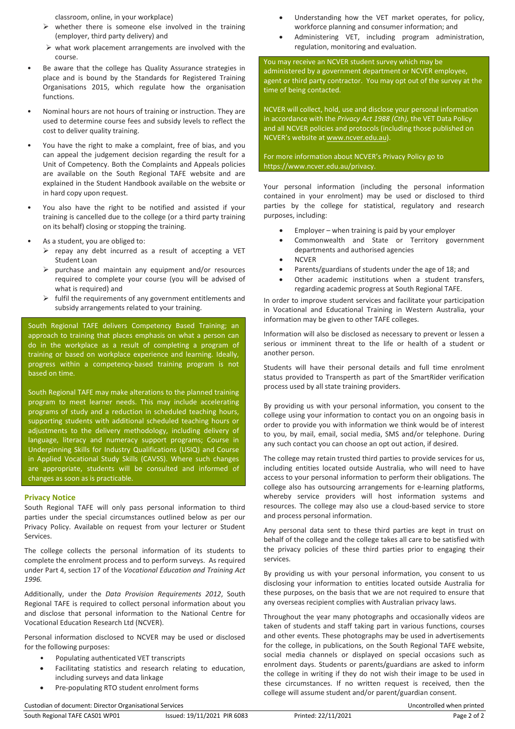classroom, online, in your workplace)
  - whether there is someone else involved in the training (employer, third party delivery) and
  - what work placement arrangements are involved with the course.

- Be aware that the college has Quality Assurance strategies in place and is bound by the Standards for Registered Training Organisations 2015, which regulate how the organisation functions.
- Nominal hours are not hours of training or instruction. They are used to determine course fees and subsidy levels to reflect the cost to deliver quality training.
- You have the right to make a complaint, free of bias, and you can appeal the judgement decision regarding the result for a Unit of Competency. Both the Complaints and Appeals policies are available on the South Regional TAFE website and are explained in the Student Handbook available on the website or in hard copy upon request.
- You also have the right to be notified and assisted if your training is cancelled due to the college (or a third party training on its behalf) closing or stopping the training.
- As a student, you are obliged to:
  - repay any debt incurred as a result of accepting a VET Student Loan
  - purchase and maintain any equipment and/or resources required to complete your course (you will be advised of what is required) and
  - fulfil the requirements of any government entitlements and subsidy arrangements related to your training.

South Regional TAFE delivers Competency Based Training; an approach to training that places emphasis on what a person can do in the workplace as a result of completing a program of training or based on workplace experience and learning. Ideally, progress within a competency-based training program is not based on time.

South Regional TAFE may make alterations to the planned training program to meet learner needs. This may include accelerating programs of study and a reduction in scheduled teaching hours, supporting students with additional scheduled teaching hours or adjustments to the delivery methodology, including delivery of language, literacy and numeracy support programs; Course in Underpinning Skills for Industry Qualifications (USIQ) and Course in Applied Vocational Study Skills (CAVSS). Where such changes are appropriate, students will be consulted and informed of changes as soon as is practicable.

## Privacy Notice

South Regional TAFE will only pass personal information to third parties under the special circumstances outlined below as per our Privacy Policy. Available on request from your lecturer or Student Services.

The college collects the personal information of its students to complete the enrolment process and to perform surveys. As required under Part 4, section 17 of the *Vocational Education and Training Act 1996.*

Additionally, under the *Data Provision Requirements 2012*, South Regional TAFE is required to collect personal information about you and disclose that personal information to the National Centre for Vocational Education Research Ltd (NCVER).

Personal information disclosed to NCVER may be used or disclosed for the following purposes:

- Populating authenticated VET transcripts
- Facilitating statistics and research relating to education, including surveys and data linkage
- Pre-populating RTO student enrolment forms
- Understanding how the VET market operates, for policy, workforce planning and consumer information; and
- Administering VET, including program administration, regulation, monitoring and evaluation.

You may receive an NCVER student survey which may be administered by a government department or NCVER employee, agent or third party contractor. You may opt out of the survey at the time of being contacted.

NCVER will collect, hold, use and disclose your personal information in accordance with the *Privacy Act 1988 (Cth),* the VET Data Policy and all NCVER policies and protocols (including those published on NCVER's website at www.ncver.edu.au).

For more information about NCVER's Privacy Policy go to https://www.ncver.edu.au/privacy.

Your personal information (including the personal information contained in your enrolment) may be used or disclosed to third parties by the college for statistical, regulatory and research purposes, including:

- Employer – when training is paid by your employer
- Commonwealth and State or Territory government departments and authorised agencies
- NCVER
- Parents/guardians of students under the age of 18; and
- Other academic institutions when a student transfers, regarding academic progress at South Regional TAFE.

In order to improve student services and facilitate your participation in Vocational and Educational Training in Western Australia, your information may be given to other TAFE colleges.

Information will also be disclosed as necessary to prevent or lessen a serious or imminent threat to the life or health of a student or another person.

Students will have their personal details and full time enrolment status provided to Transperth as part of the SmartRider verification process used by all state training providers.

By providing us with your personal information, you consent to the college using your information to contact you on an ongoing basis in order to provide you with information we think would be of interest to you, by mail, email, social media, SMS and/or telephone. During any such contact you can choose an opt out action, if desired.

The college may retain trusted third parties to provide services for us, including entities located outside Australia, who will need to have access to your personal information to perform their obligations. The college also has outsourcing arrangements for e-learning platforms, whereby service providers will host information systems and resources. The college may also use a cloud-based service to store and process personal information.

Any personal data sent to these third parties are kept in trust on behalf of the college and the college takes all care to be satisfied with the privacy policies of these third parties prior to engaging their services.

By providing us with your personal information, you consent to us disclosing your information to entities located outside Australia for these purposes, on the basis that we are not required to ensure that any overseas recipient complies with Australian privacy laws.

Throughout the year many photographs and occasionally videos are taken of students and staff taking part in various functions, courses and other events. These photographs may be used in advertisements for the college, in publications, on the South Regional TAFE website, social media channels or displayed on special occasions such as enrolment days. Students or parents/guardians are asked to inform the college in writing if they do not wish their image to be used in these circumstances. If no written request is received, then the college will assume student and/or parent/guardian consent.